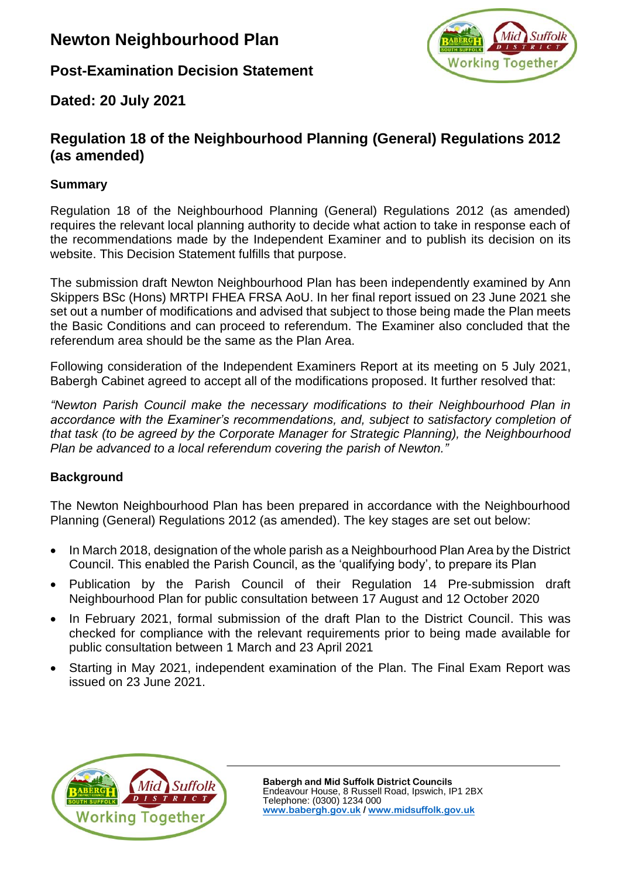# Newton Neighbourhood Plan

## Post-Examination Decision Statement

## Dated: 20 July 2021

## Regulation 18 of the Neighbourhood Planning (General) Regulations 2012 (as amended)

### Summary

Regulation 18 of the Neighbourhood Planning (General) Regulations 2012 (as amended) requires the relevant local planning authority to decide what action to take in response each of the recommendations made by the Independent Examiner and to publish its decision on its website. This Decision Statement fulfills that purpose.

The submission draft Newton Neighbourhood Plan has been independently examined by Ann Skippers BSc (Hons) MRTPI FHEA FRSA AoU. In her final report issued on 23 June 2021 she set out a number of modifications and advised that subject to those being made the Plan meets the Basic Conditions and can proceed to referendum. The Examiner also concluded that the referendum area should be the same as the Plan Area.

Following consideration of the Independent Examiners Report at its meeting on 5 July 2021, Babergh Cabinet agreed to accept all of the modifications proposed. It further resolved that:

*"Newton Parish Council make the necessary modifications to their Neighbourhood Plan in accordance with the Examiner's recommendations, and, subject to satisfactory completion of that task (to be agreed by the Corporate Manager for Strategic Planning), the Neighbourhood Plan be advanced to a local referendum covering the parish of Newton."*

### Background

The Newton Neighbourhood Plan has been prepared in accordance with the Neighbourhood Planning (General) Regulations 2012 (as amended). The key stages are set out below:

- In March 2018, designation of the whole parish as a Neighbourhood Plan Area by the District Council. This enabled the Parish Council, as the 'qualifying body', to prepare its Plan
- Publication by the Parish Council of their Regulation 14 Pre-submission draft Neighbourhood Plan for public consultation between 17 August and 12 October 2020
- In February 2021, formal submission of the draft Plan to the District Council. This was checked for compliance with the relevant requirements prior to being made available for public consultation between 1 March and 23 April 2021
- Starting in May 2021, independent examination of the Plan. The Final Exam Report was issued on 23 June 2021.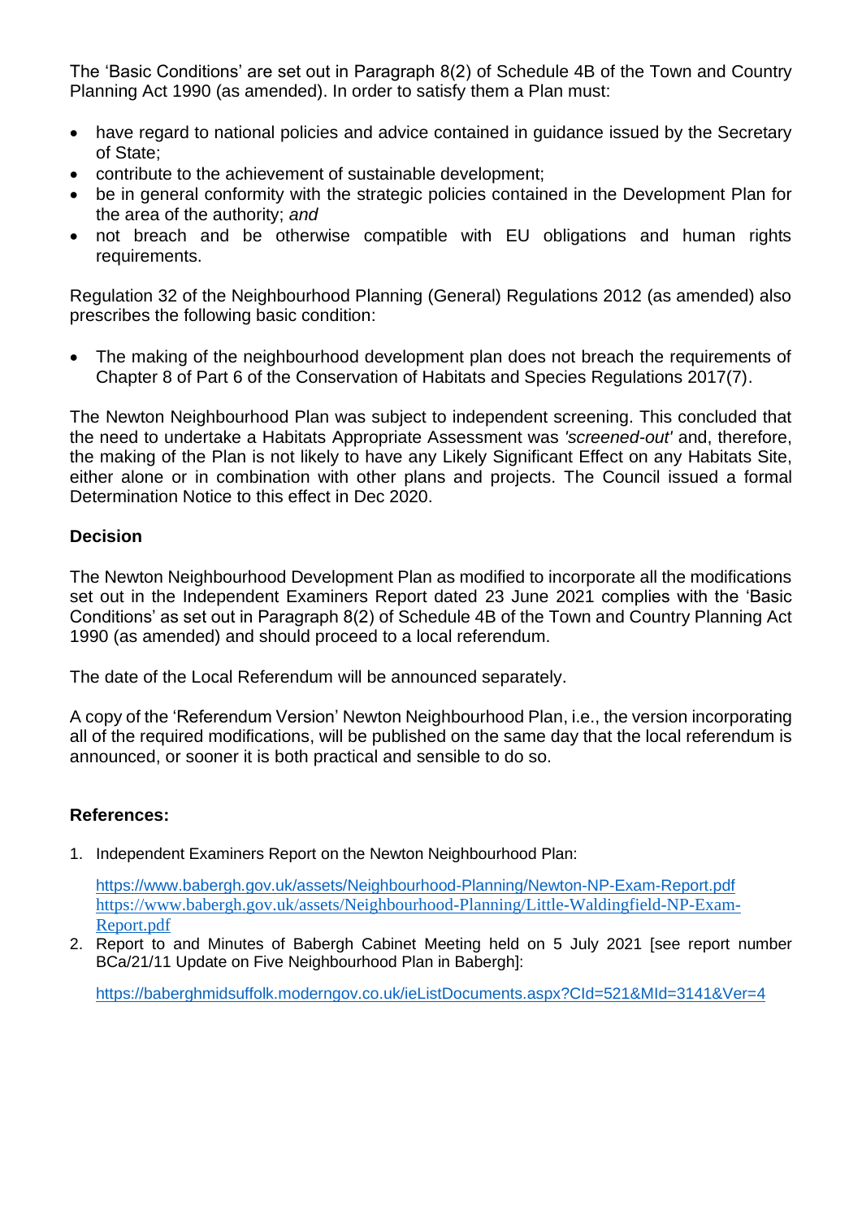The 'Basic Conditions' are set out in Paragraph 8(2) of Schedule 4B of the Town and Country Planning Act 1990 (as amended). In order to satisfy them a Plan must:

- have regard to national policies and advice contained in guidance issued by the Secretary of State;
- contribute to the achievement of sustainable development;
- be in general conformity with the strategic policies contained in the Development Plan for the area of the authority; *and*
- not breach and be otherwise compatible with EU obligations and human rights requirements.

Regulation 32 of the Neighbourhood Planning (General) Regulations 2012 (as amended) also prescribes the following basic condition:

- The making of the neighbourhood development plan does not breach the requirements of Chapter 8 of Part 6 of the Conservation of Habitats and Species Regulations 2017(7).

The Newton Neighbourhood Plan was subject to independent screening. This concluded that the need to undertake a Habitats Appropriate Assessment was *'screened-out'* and, therefore, the making of the Plan is not likely to have any Likely Significant Effect on any Habitats Site, either alone or in combination with other plans and projects. The Council issued a formal Determination Notice to this effect in Dec 2020.

**Decision**

The Newton Neighbourhood Development Plan as modified to incorporate all the modifications set out in the Independent Examiners Report dated 23 June 2021 complies with the 'Basic Conditions' as set out in Paragraph 8(2) of Schedule 4B of the Town and Country Planning Act 1990 (as amended) and should proceed to a local referendum.

The date of the Local Referendum will be announced separately.

A copy of the 'Referendum Version' Newton Neighbourhood Plan, i.e., the version incorporating all of the required modifications, will be published on the same day that the local referendum is announced, or sooner it is both practical and sensible to do so.

**References:**

1. Independent Examiners Report on the Newton Neighbourhood Plan:

   https://www.babergh.gov.uk/assets/Neighbourhood-Planning/Newton-NP-Exam-Report.pdf
   https://www.babergh.gov.uk/assets/Neighbourhood-Planning/Little-Waldingfield-NP-Exam-Report.pdf

2. Report to and Minutes of Babergh Cabinet Meeting held on 5 July 2021 [see report number BCa/21/11 Update on Five Neighbourhood Plan in Babergh]:

   https://baberghmidsuffolk.moderngov.co.uk/ieListDocuments.aspx?CId=521&MId=3141&Ver=4